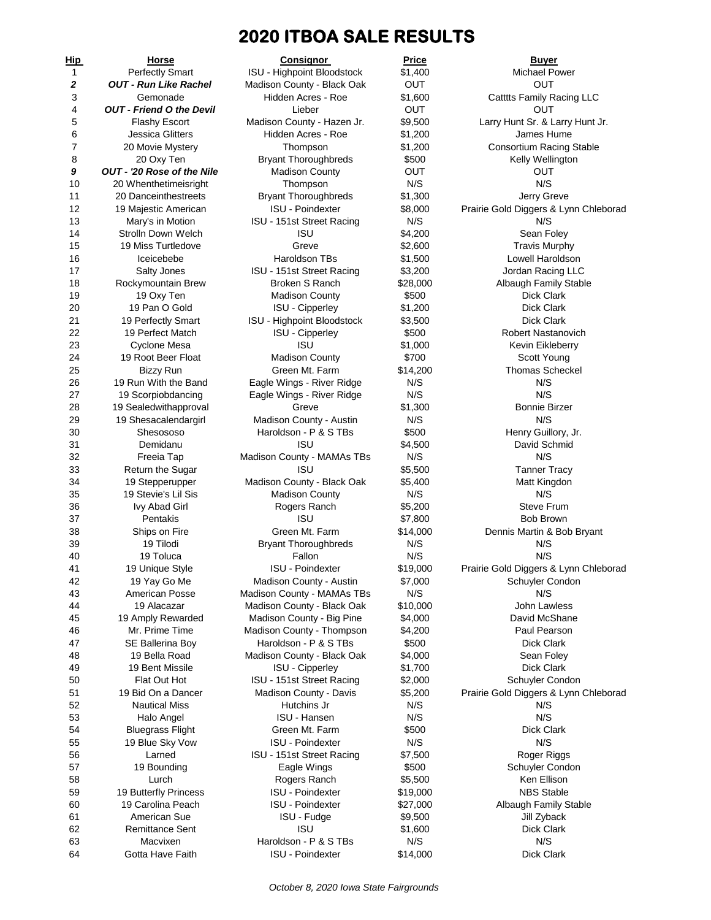# 2020 ITBOA SALE RESULTS

| Hip | Horse | Consignor | Price | Buyer |
|---|---|---|---|---|
| 1 | Perfectly Smart | ISU - Highpoint Bloodstock | $1,400 | Michael Power |
| ***2*** | ***OUT - Run Like Rachel*** | Madison County - Black Oak | OUT | OUT |
| 3 | Gemonade | Hidden Acres - Roe | $1,600 | Catttts Family Racing LLC |
| ***4*** | ***OUT - Friend O the Devil*** | Lieber | OUT | OUT |
| 5 | Flashy Escort | Madison County - Hazen Jr. | $9,500 | Larry Hunt Sr. & Larry Hunt Jr. |
| 6 | Jessica Glitters | Hidden Acres - Roe | $1,200 | James Hume |
| 7 | 20 Movie Mystery | Thompson | $1,200 | Consortium Racing Stable |
| 8 | 20 Oxy Ten | Bryant Thoroughbreds | $500 | Kelly Wellington |
| ***9*** | ***OUT - '20 Rose of the Nile*** | Madison County | OUT | OUT |
| 10 | 20 Whenthetimeisright | Thompson | N/S | N/S |
| 11 | 20 Danceinthestreets | Bryant Thoroughbreds | $1,300 | Jerry Greve |
| 12 | 19 Majestic American | ISU - Poindexter | $8,000 | Prairie Gold Diggers & Lynn Chleborad |
| 13 | Mary's in Motion | ISU - 151st Street Racing | N/S | N/S |
| 14 | Strolln Down Welch | ISU | $4,200 | Sean Foley |
| 15 | 19 Miss Turtledove | Greve | $2,600 | Travis Murphy |
| 16 | Iceicebebe | Haroldson TBs | $1,500 | Lowell Haroldson |
| 17 | Salty Jones | ISU - 151st Street Racing | $3,200 | Jordan Racing LLC |
| 18 | Rockymountain Brew | Broken S Ranch | $28,000 | Albaugh Family Stable |
| 19 | 19 Oxy Ten | Madison County | $500 | Dick Clark |
| 20 | 19 Pan O Gold | ISU - Cipperley | $1,200 | Dick Clark |
| 21 | 19 Perfectly Smart | ISU - Highpoint Bloodstock | $3,500 | Dick Clark |
| 22 | 19 Perfect Match | ISU - Cipperley | $500 | Robert Nastanovich |
| 23 | Cyclone Mesa | ISU | $1,000 | Kevin Eikleberry |
| 24 | 19 Root Beer Float | Madison County | $700 | Scott Young |
| 25 | Bizzy Run | Green Mt. Farm | $14,200 | Thomas Scheckel |
| 26 | 19 Run With the Band | Eagle Wings - River Ridge | N/S | N/S |
| 27 | 19 Scorpiobdancing | Eagle Wings - River Ridge | N/S | N/S |
| 28 | 19 Sealedwithapproval | Greve | $1,300 | Bonnie Birzer |
| 29 | 19 Shesacalendargirl | Madison County - Austin | N/S | N/S |
| 30 | Shesososo | Haroldson - P & S TBs | $500 | Henry Guillory, Jr. |
| 31 | Demidanu | ISU | $4,500 | David Schmid |
| 32 | Freeia Tap | Madison County - MAMAs TBs | N/S | N/S |
| 33 | Return the Sugar | ISU | $5,500 | Tanner Tracy |
| 34 | 19 Stepperupper | Madison County - Black Oak | $5,400 | Matt Kingdon |
| 35 | 19 Stevie's Lil Sis | Madison County | N/S | N/S |
| 36 | Ivy Abad Girl | Rogers Ranch | $5,200 | Steve Frum |
| 37 | Pentakis | ISU | $7,800 | Bob Brown |
| 38 | Ships on Fire | Green Mt. Farm | $14,000 | Dennis Martin & Bob Bryant |
| 39 | 19 Tilodi | Bryant Thoroughbreds | N/S | N/S |
| 40 | 19 Toluca | Fallon | N/S | N/S |
| 41 | 19 Unique Style | ISU - Poindexter | $19,000 | Prairie Gold Diggers & Lynn Chleborad |
| 42 | 19 Yay Go Me | Madison County - Austin | $7,000 | Schuyler Condon |
| 43 | American Posse | Madison County - MAMAs TBs | N/S | N/S |
| 44 | 19 Alacazar | Madison County - Black Oak | $10,000 | John Lawless |
| 45 | 19 Amply Rewarded | Madison County - Big Pine | $4,000 | David McShane |
| 46 | Mr. Prime Time | Madison County - Thompson | $4,200 | Paul Pearson |
| 47 | SE Ballerina Boy | Haroldson - P & S TBs | $500 | Dick Clark |
| 48 | 19 Bella Road | Madison County - Black Oak | $4,000 | Sean Foley |
| 49 | 19 Bent Missile | ISU - Cipperley | $1,700 | Dick Clark |
| 50 | Flat Out Hot | ISU - 151st Street Racing | $2,000 | Schuyler Condon |
| 51 | 19 Bid On a Dancer | Madison County - Davis | $5,200 | Prairie Gold Diggers & Lynn Chleborad |
| 52 | Nautical Miss | Hutchins Jr | N/S | N/S |
| 53 | Halo Angel | ISU - Hansen | N/S | N/S |
| 54 | Bluegrass Flight | Green Mt. Farm | $500 | Dick Clark |
| 55 | 19 Blue Sky Vow | ISU - Poindexter | N/S | N/S |
| 56 | Larned | ISU - 151st Street Racing | $7,500 | Roger Riggs |
| 57 | 19 Bounding | Eagle Wings | $500 | Schuyler Condon |
| 58 | Lurch | Rogers Ranch | $5,500 | Ken Ellison |
| 59 | 19 Butterfly Princess | ISU - Poindexter | $19,000 | NBS Stable |
| 60 | 19 Carolina Peach | ISU - Poindexter | $27,000 | Albaugh Family Stable |
| 61 | American Sue | ISU - Fudge | $9,500 | Jill Zyback |
| 62 | Remittance Sent | ISU | $1,600 | Dick Clark |
| 63 | Macvixen | Haroldson - P & S TBs | N/S | N/S |
| 64 | Gotta Have Faith | ISU - Poindexter | $14,000 | Dick Clark |

*October 8, 2020 Iowa State Fairgrounds*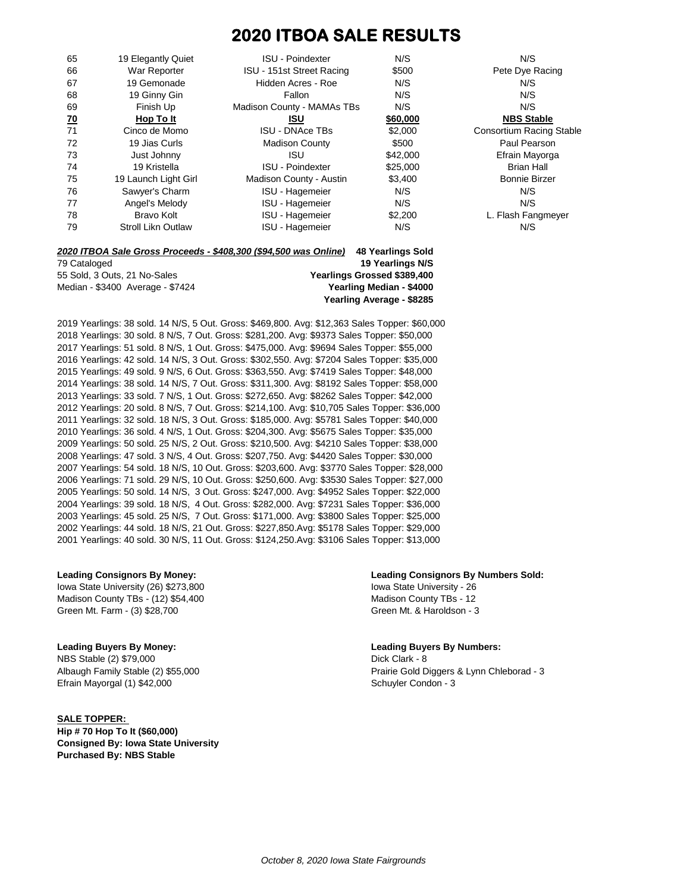# 2020 ITBOA SALE RESULTS

| | | | | |
|---|---|---|---|---|
| 65 | 19 Elegantly Quiet | ISU - Poindexter | N/S | N/S |
| 66 | War Reporter | ISU - 151st Street Racing | $500 | Pete Dye Racing |
| 67 | 19 Gemonade | Hidden Acres - Roe | N/S | N/S |
| 68 | 19 Ginny Gin | Fallon | N/S | N/S |
| 69 | Finish Up | Madison County - MAMAs TBs | N/S | N/S |
| **70** | **Hop To It** | **ISU** | **$60,000** | **NBS Stable** |
| 71 | Cinco de Momo | ISU - DNAce TBs | $2,000 | Consortium Racing Stable |
| 72 | 19 Jias Curls | Madison County | $500 | Paul Pearson |
| 73 | Just Johnny | ISU | $42,000 | Efrain Mayorga |
| 74 | 19 Kristella | ISU - Poindexter | $25,000 | Brian Hall |
| 75 | 19 Launch Light Girl | Madison County - Austin | $3,400 | Bonnie Birzer |
| 76 | Sawyer's Charm | ISU - Hagemeier | N/S | N/S |
| 77 | Angel's Melody | ISU - Hagemeier | N/S | N/S |
| 78 | Bravo Kolt | ISU - Hagemeier | $2,200 | L. Flash Fangmeyer |
| 79 | Stroll Likn Outlaw | ISU - Hagemeier | N/S | N/S |

***2020 ITBOA Sale Gross Proceeds - $408,300 ($94,500 was Online)***

79 Cataloged
55 Sold, 3 Outs, 21 No-Sales
Median - $3400 Average - $7424

**48 Yearlings Sold**
**19 Yearlings N/S**
**Yearlings Grossed $389,400**
**Yearling Median - $4000**
**Yearling Average - $8285**

2019 Yearlings: 38 sold. 14 N/S, 5 Out. Gross: $469,800. Avg: $12,363 Sales Topper: $60,000
2018 Yearlings: 30 sold. 8 N/S, 7 Out. Gross: $281,200. Avg: $9373 Sales Topper: $50,000
2017 Yearlings: 51 sold. 8 N/S, 1 Out. Gross: $475,000. Avg: $9694 Sales Topper: $55,000
2016 Yearlings: 42 sold. 14 N/S, 3 Out. Gross: $302,550. Avg: $7204 Sales Topper: $35,000
2015 Yearlings: 49 sold. 9 N/S, 6 Out. Gross: $363,550. Avg: $7419 Sales Topper: $48,000
2014 Yearlings: 38 sold. 14 N/S, 7 Out. Gross: $311,300. Avg: $8192 Sales Topper: $58,000
2013 Yearlings: 33 sold. 7 N/S, 1 Out. Gross: $272,650. Avg: $8262 Sales Topper: $42,000
2012 Yearlings: 20 sold. 8 N/S, 7 Out. Gross: $214,100. Avg: $10,705 Sales Topper: $36,000
2011 Yearlings: 32 sold. 18 N/S, 3 Out. Gross: $185,000. Avg: $5781 Sales Topper: $40,000
2010 Yearlings: 36 sold. 4 N/S, 1 Out. Gross: $204,300. Avg: $5675 Sales Topper: $35,000
2009 Yearlings: 50 sold. 25 N/S, 2 Out. Gross: $210,500. Avg: $4210 Sales Topper: $38,000
2008 Yearlings: 47 sold. 3 N/S, 4 Out. Gross: $207,750. Avg: $4420 Sales Topper: $30,000
2007 Yearlings: 54 sold. 18 N/S, 10 Out. Gross: $203,600. Avg: $3770 Sales Topper: $28,000
2006 Yearlings: 71 sold. 29 N/S, 10 Out. Gross: $250,600. Avg: $3530 Sales Topper: $27,000
2005 Yearlings: 50 sold. 14 N/S, 3 Out. Gross: $247,000. Avg: $4952 Sales Topper: $22,000
2004 Yearlings: 39 sold. 18 N/S, 4 Out. Gross: $282,000. Avg: $7231 Sales Topper: $36,000
2003 Yearlings: 45 sold. 25 N/S, 7 Out. Gross: $171,000. Avg: $3800 Sales Topper: $25,000
2002 Yearlings: 44 sold. 18 N/S, 21 Out. Gross: $227,850.Avg: $5178 Sales Topper: $29,000
2001 Yearlings: 40 sold. 30 N/S, 11 Out. Gross: $124,250.Avg: $3106 Sales Topper: $13,000

**Leading Consignors By Money:**
Iowa State University (26) $273,800
Madison County TBs - (12) $54,400
Green Mt. Farm - (3) $28,700

**Leading Consignors By Numbers Sold:**
Iowa State University - 26
Madison County TBs - 12
Green Mt. & Haroldson - 3

**Leading Buyers By Money:**
NBS Stable (2) $79,000
Albaugh Family Stable (2) $55,000
Efrain Mayorgal (1) $42,000

**Leading Buyers By Numbers:**
Dick Clark - 8
Prairie Gold Diggers & Lynn Chleborad - 3
Schuyler Condon - 3

**SALE TOPPER:**
**Hip # 70 Hop To It ($60,000)**
**Consigned By: Iowa State University**
**Purchased By: NBS Stable**

*October 8, 2020 Iowa State Fairgrounds*